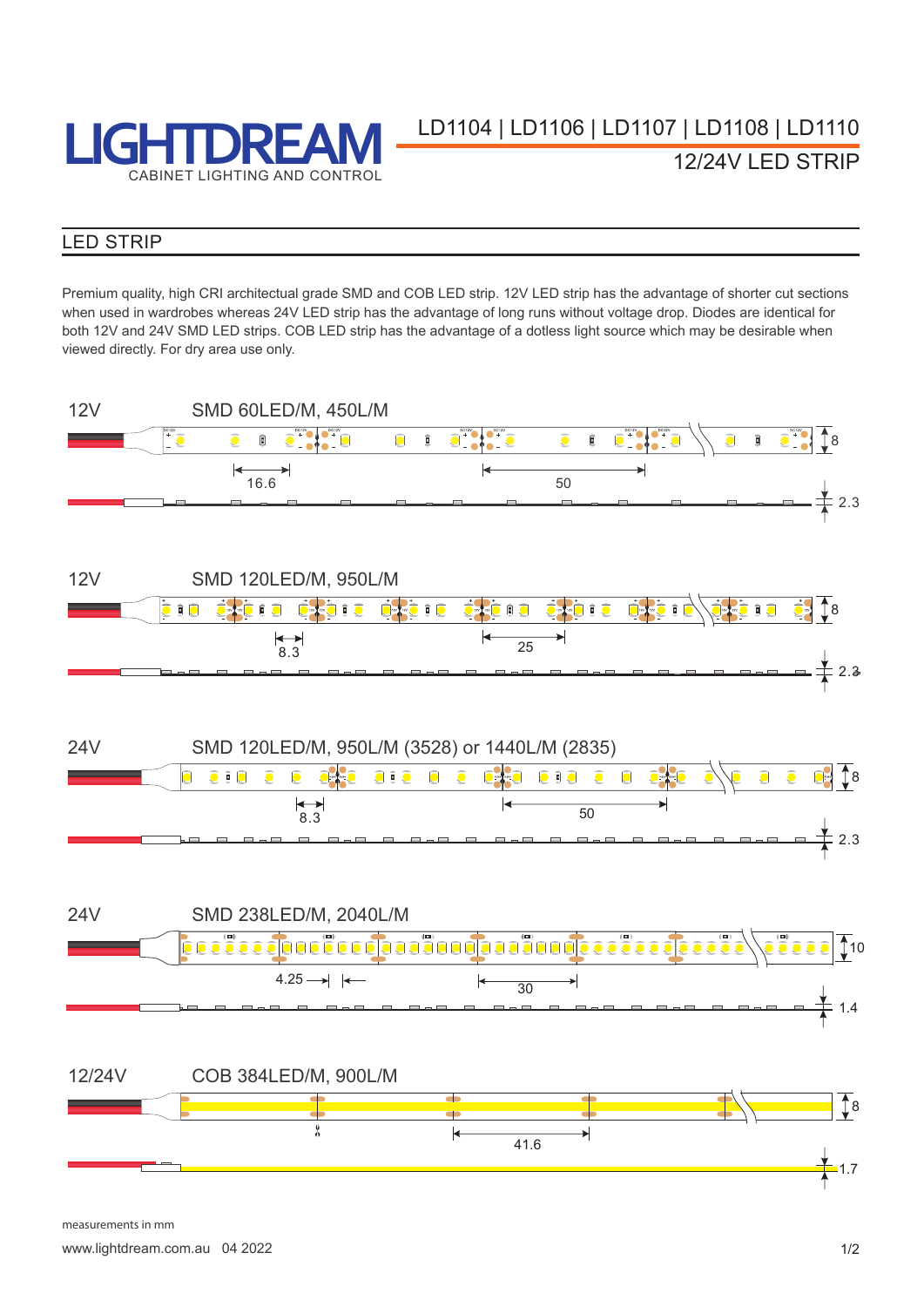# LIGHTDREAM

CABINET LIGHTING AND CONTROL

LD1104 | LD1106 | LD1107 | LD1108 | LD1110

12/24V LED STRIP

## LED STRIP

Premium quality, high CRI architectural grade SMD and COB LED strip. 12V LED strip has the advantage of shorter cut sections when used in wardrobes whereas 24V LED strip has the advantage of long runs without voltage drop. Diodes are identical for both 12V and 24V SMD LED strips. COB LED strip has the advantage of a dotless light source which may be desirable when viewed directly. For dry area use only.

12V SMD 60LED/M, 450L/M

16.6 | 50 | 8 | 2.3

12V SMD 120LED/M, 950L/M

8.3 | 25 | 8 | 2.3

24V SMD 120LED/M, 950L/M (3528) or 1440L/M (2835)

8.3 | 50 | 8 | 2.3

24V SMD 238LED/M, 2040L/M

4.25 | 30 | 10 | 1.4

12/24V COB 384LED/M, 900L/M

41.6 | 8 | 1.7

measurements in mm

www.lightdream.com.au 04 2022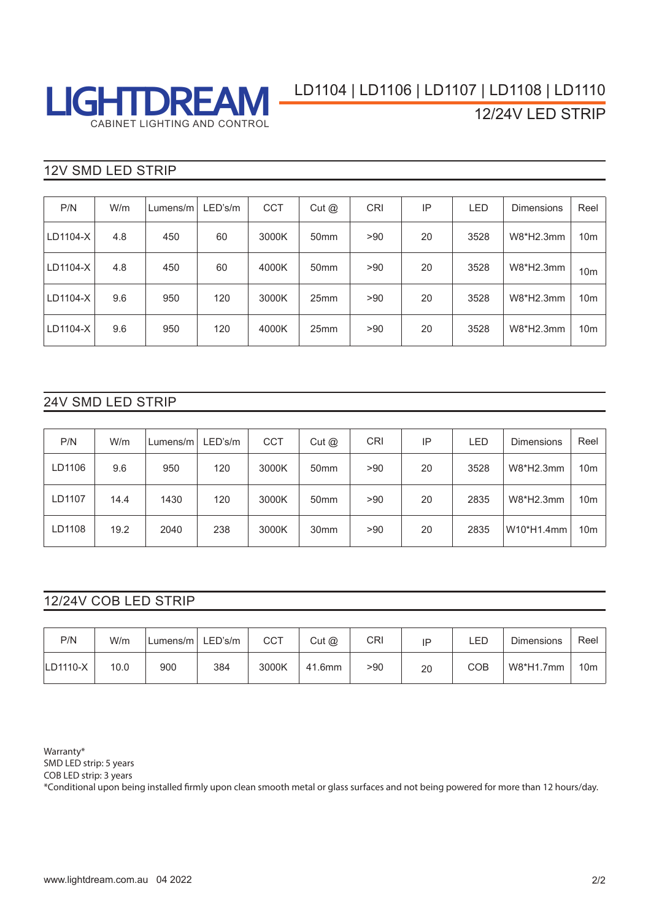# LIGHTDREAM

CABINET LIGHTING AND CONTROL

LD1104 | LD1106 | LD1107 | LD1108 | LD1110

12/24V LED STRIP

## 12V SMD LED STRIP

| P/N | W/m | Lumens/m | LED's/m | CCT | Cut @ | CRI | IP | LED | Dimensions | Reel |
|---|---|---|---|---|---|---|---|---|---|---|
| LD1104-X | 4.8 | 450 | 60 | 3000K | 50mm | >90 | 20 | 3528 | W8*H2.3mm | 10m |
| LD1104-X | 4.8 | 450 | 60 | 4000K | 50mm | >90 | 20 | 3528 | W8*H2.3mm | 10m |
| LD1104-X | 9.6 | 950 | 120 | 3000K | 25mm | >90 | 20 | 3528 | W8*H2.3mm | 10m |
| LD1104-X | 9.6 | 950 | 120 | 4000K | 25mm | >90 | 20 | 3528 | W8*H2.3mm | 10m |

## 24V SMD LED STRIP

| P/N | W/m | Lumens/m | LED's/m | CCT | Cut @ | CRI | IP | LED | Dimensions | Reel |
|---|---|---|---|---|---|---|---|---|---|---|
| LD1106 | 9.6 | 950 | 120 | 3000K | 50mm | >90 | 20 | 3528 | W8*H2.3mm | 10m |
| LD1107 | 14.4 | 1430 | 120 | 3000K | 50mm | >90 | 20 | 2835 | W8*H2.3mm | 10m |
| LD1108 | 19.2 | 2040 | 238 | 3000K | 30mm | >90 | 20 | 2835 | W10*H1.4mm | 10m |

## 12/24V COB LED STRIP

| P/N | W/m | Lumens/m | LED's/m | CCT | Cut @ | CRI | IP | LED | Dimensions | Reel |
|---|---|---|---|---|---|---|---|---|---|---|
| LD1110-X | 10.0 | 900 | 384 | 3000K | 41.6mm | >90 | 20 | COB | W8*H1.7mm | 10m |

Warranty*
SMD LED strip: 5 years
COB LED strip: 3 years
*Conditional upon being installed firmly upon clean smooth metal or glass surfaces and not being powered for more than 12 hours/day.

www.lightdream.com.au 04 2022